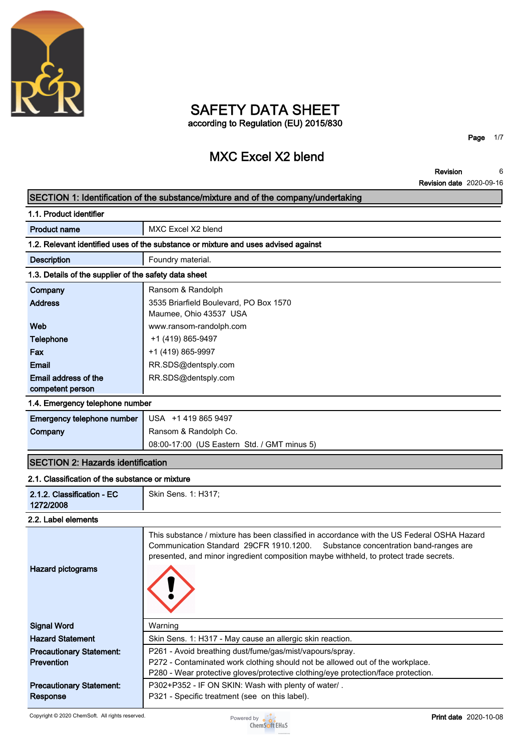# SAFETY DATA SHEET

according to Regulation (EU) 2015/830

## MXC Excel X2 blend

**Revision** 6
**Revision date** 2020-09-16

## SECTION 1: Identification of the substance/mixture and of the company/undertaking

### 1.1. Product identifier

| | |
|---|---|
| **Product name** | MXC Excel X2 blend |

### 1.2. Relevant identified uses of the substance or mixture and uses advised against

| | |
|---|---|
| **Description** | Foundry material. |

### 1.3. Details of the supplier of the safety data sheet

| | |
|---|---|
| **Company** | Ransom & Randolph |
| **Address** | 3535 Briarfield Boulevard, PO Box 1570<br>Maumee, Ohio 43537 USA |
| **Web** | www.ransom-randolph.com |
| **Telephone** | +1 (419) 865-9497 |
| **Fax** | +1 (419) 865-9997 |
| **Email** | RR.SDS@dentsply.com |
| **Email address of the competent person** | RR.SDS@dentsply.com |

### 1.4. Emergency telephone number

| | |
|---|---|
| **Emergency telephone number** | USA +1 419 865 9497 |
| **Company** | Ransom & Randolph Co.<br>08:00-17:00 (US Eastern Std. / GMT minus 5) |

## SECTION 2: Hazards identification

### 2.1. Classification of the substance or mixture

| | |
|---|---|
| **2.1.2. Classification - EC 1272/2008** | Skin Sens. 1: H317; |

### 2.2. Label elements

| | |
|---|---|
| **Hazard pictograms** | This substance / mixture has been classified in accordance with the US Federal OSHA Hazard Communication Standard 29CFR 1910.1200. Substance concentration band-ranges are presented, and minor ingredient composition maybe withheld, to protect trade secrets. |
| **Signal Word** | Warning |
| **Hazard Statement** | Skin Sens. 1: H317 - May cause an allergic skin reaction. |
| **Precautionary Statement: Prevention** | P261 - Avoid breathing dust/fume/gas/mist/vapours/spray.<br>P272 - Contaminated work clothing should not be allowed out of the workplace.<br>P280 - Wear protective gloves/protective clothing/eye protection/face protection. |
| **Precautionary Statement: Response** | P302+P352 - IF ON SKIN: Wash with plenty of water/ .<br>P321 - Specific treatment (see on this label). |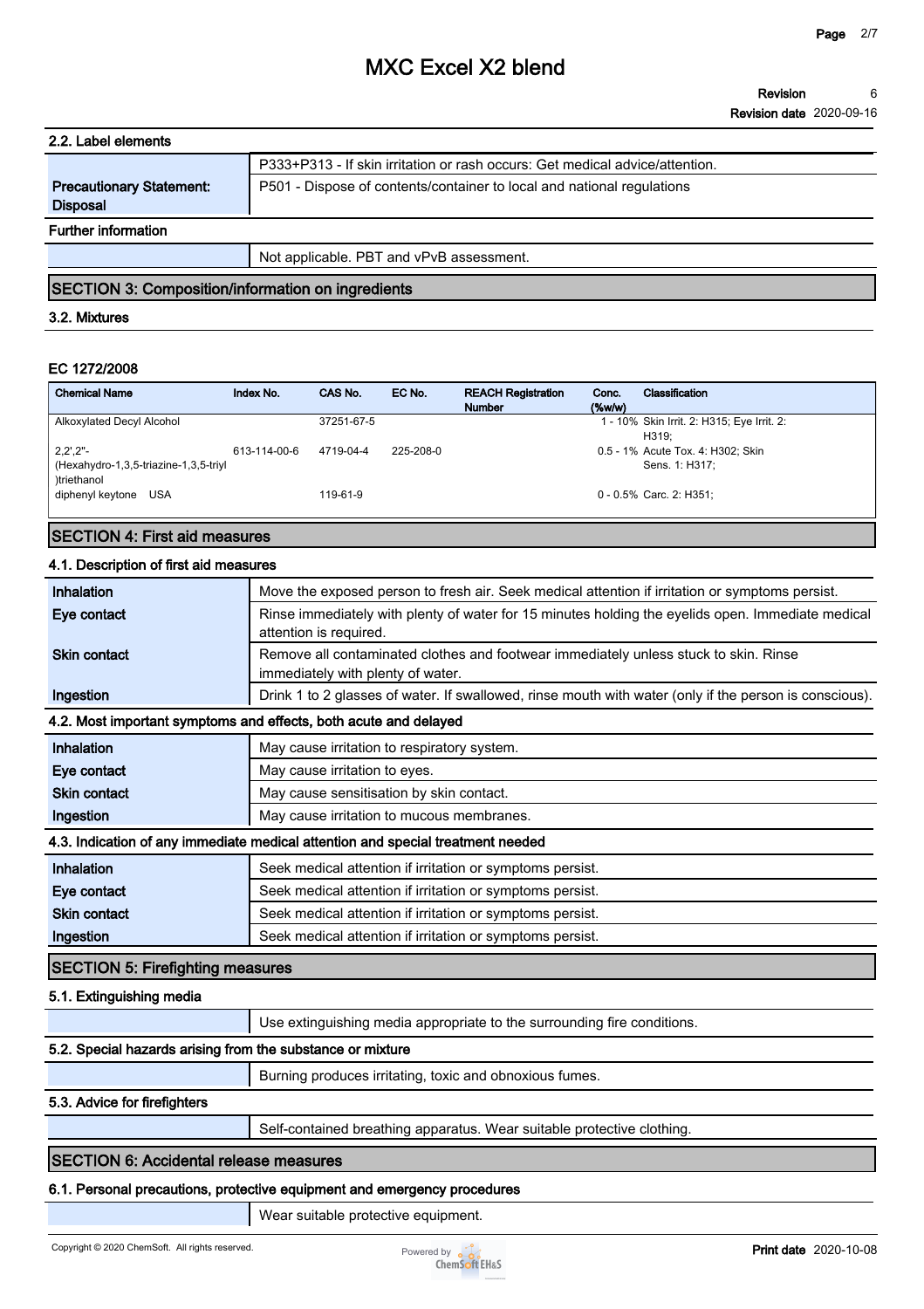### 2.2. Label elements

| | |
|---|---|
| | P333+P313 - If skin irritation or rash occurs: Get medical advice/attention. |
| **Precautionary Statement: Disposal** | P501 - Dispose of contents/container to local and national regulations |

**Further information**

| | |
|---|---|
| | Not applicable. PBT and vPvB assessment. |

## SECTION 3: Composition/information on ingredients

### 3.2. Mixtures

**EC 1272/2008**

| Chemical Name | Index No. | CAS No. | EC No. | REACH Registration Number | Conc. (%w/w) | Classification |
|---|---|---|---|---|---|---|
| Alkoxylated Decyl Alcohol | | 37251-67-5 | | | 1 - 10% | Skin Irrit. 2: H315; Eye Irrit. 2: H319; |
| 2,2',2"-(Hexahydro-1,3,5-triazine-1,3,5-triyl)triethanol | 613-114-00-6 | 4719-04-4 | 225-208-0 | | 0.5 - 1% | Acute Tox. 4: H302; Skin Sens. 1: H317; |
| diphenyl keytone USA | | 119-61-9 | | | 0 - 0.5% | Carc. 2: H351; |

## SECTION 4: First aid measures

### 4.1. Description of first aid measures

| | |
|---|---|
| **Inhalation** | Move the exposed person to fresh air. Seek medical attention if irritation or symptoms persist. |
| **Eye contact** | Rinse immediately with plenty of water for 15 minutes holding the eyelids open. Immediate medical attention is required. |
| **Skin contact** | Remove all contaminated clothes and footwear immediately unless stuck to skin. Rinse immediately with plenty of water. |
| **Ingestion** | Drink 1 to 2 glasses of water. If swallowed, rinse mouth with water (only if the person is conscious). |

### 4.2. Most important symptoms and effects, both acute and delayed

| | |
|---|---|
| **Inhalation** | May cause irritation to respiratory system. |
| **Eye contact** | May cause irritation to eyes. |
| **Skin contact** | May cause sensitisation by skin contact. |
| **Ingestion** | May cause irritation to mucous membranes. |

### 4.3. Indication of any immediate medical attention and special treatment needed

| | |
|---|---|
| **Inhalation** | Seek medical attention if irritation or symptoms persist. |
| **Eye contact** | Seek medical attention if irritation or symptoms persist. |
| **Skin contact** | Seek medical attention if irritation or symptoms persist. |
| **Ingestion** | Seek medical attention if irritation or symptoms persist. |

## SECTION 5: Firefighting measures

### 5.1. Extinguishing media

Use extinguishing media appropriate to the surrounding fire conditions.

### 5.2. Special hazards arising from the substance or mixture

Burning produces irritating, toxic and obnoxious fumes.

### 5.3. Advice for firefighters

Self-contained breathing apparatus. Wear suitable protective clothing.

## SECTION 6: Accidental release measures

### 6.1. Personal precautions, protective equipment and emergency procedures

Wear suitable protective equipment.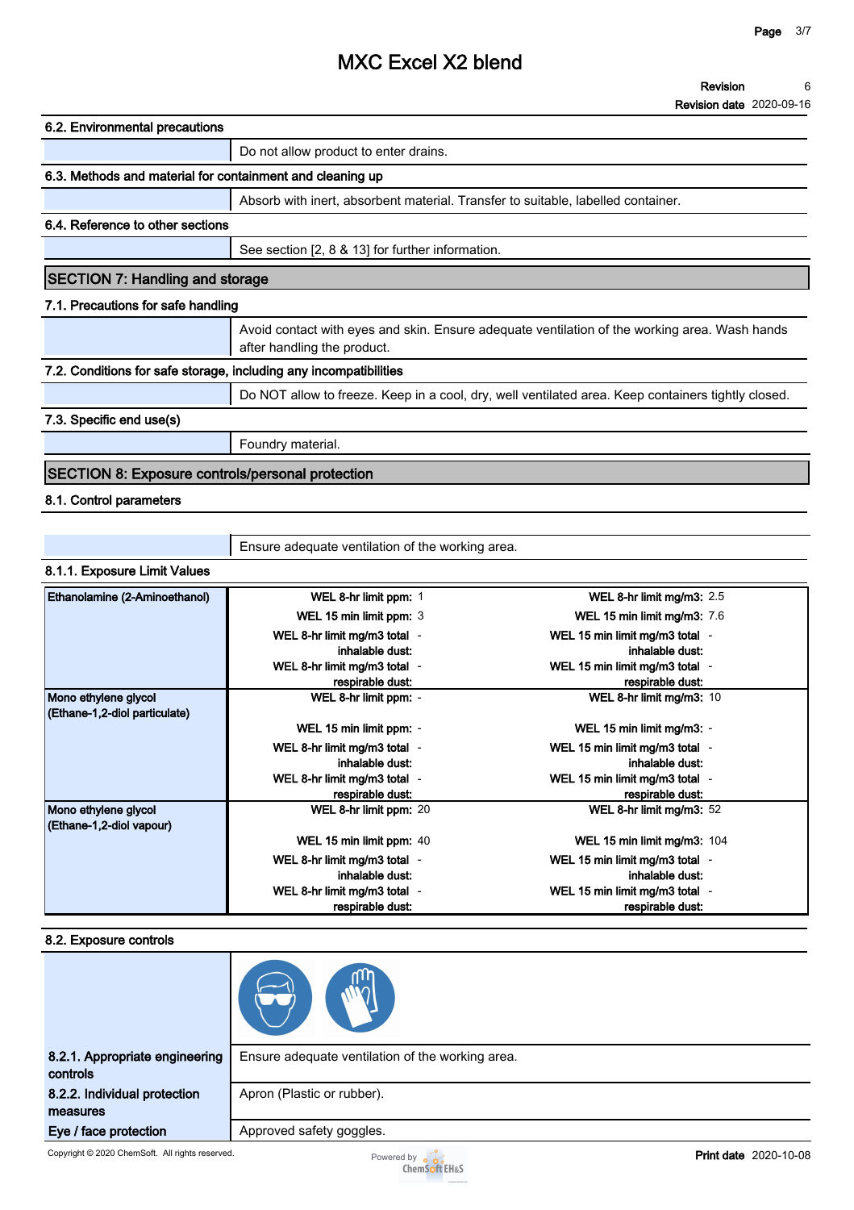### 6.2. Environmental precautions

Do not allow product to enter drains.

### 6.3. Methods and material for containment and cleaning up

Absorb with inert, absorbent material. Transfer to suitable, labelled container.

### 6.4. Reference to other sections

See section [2, 8 & 13] for further information.

## SECTION 7: Handling and storage

### 7.1. Precautions for safe handling

Avoid contact with eyes and skin. Ensure adequate ventilation of the working area. Wash hands after handling the product.

### 7.2. Conditions for safe storage, including any incompatibilities

Do NOT allow to freeze. Keep in a cool, dry, well ventilated area. Keep containers tightly closed.

### 7.3. Specific end use(s)

Foundry material.

## SECTION 8: Exposure controls/personal protection

### 8.1. Control parameters

Ensure adequate ventilation of the working area.

#### 8.1.1. Exposure Limit Values

| Substance | Limit | Value | Limit | Value |
|---|---|---|---|---|
| Ethanolamine (2-Aminoethanol) | WEL 8-hr limit ppm: | 1 | WEL 8-hr limit mg/m3: | 2.5 |
| | WEL 15 min limit ppm: | 3 | WEL 15 min limit mg/m3: | 7.6 |
| | WEL 8-hr limit mg/m3 total inhalable dust: | - | WEL 15 min limit mg/m3 total inhalable dust: | - |
| | WEL 8-hr limit mg/m3 total respirable dust: | - | WEL 15 min limit mg/m3 total respirable dust: | - |
| Mono ethylene glycol (Ethane-1,2-diol particulate) | WEL 8-hr limit ppm: | - | WEL 8-hr limit mg/m3: | 10 |
| | WEL 15 min limit ppm: | - | WEL 15 min limit mg/m3: | - |
| | WEL 8-hr limit mg/m3 total inhalable dust: | - | WEL 15 min limit mg/m3 total inhalable dust: | - |
| | WEL 8-hr limit mg/m3 total respirable dust: | - | WEL 15 min limit mg/m3 total respirable dust: | - |
| Mono ethylene glycol (Ethane-1,2-diol vapour) | WEL 8-hr limit ppm: | 20 | WEL 8-hr limit mg/m3: | 52 |
| | WEL 15 min limit ppm: | 40 | WEL 15 min limit mg/m3: | 104 |
| | WEL 8-hr limit mg/m3 total inhalable dust: | - | WEL 15 min limit mg/m3 total inhalable dust: | - |
| | WEL 8-hr limit mg/m3 total respirable dust: | - | WEL 15 min limit mg/m3 total respirable dust: | - |

### 8.2. Exposure controls

**8.2.1. Appropriate engineering controls**: Ensure adequate ventilation of the working area.

**8.2.2. Individual protection measures**: Apron (Plastic or rubber).

**Eye / face protection**: Approved safety goggles.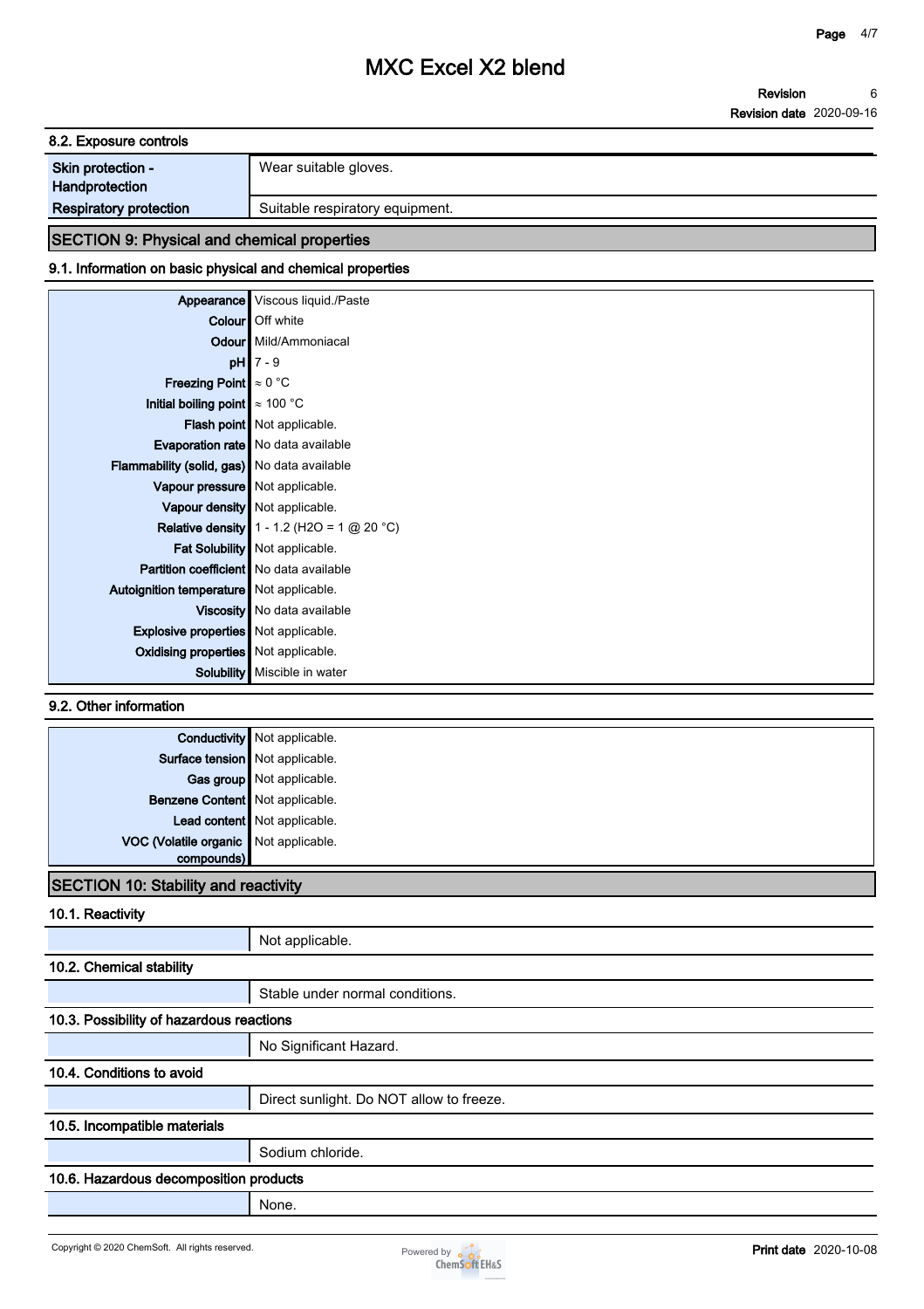### 8.2. Exposure controls

| | |
|---|---|
| Skin protection - Handprotection | Wear suitable gloves. |
| Respiratory protection | Suitable respiratory equipment. |

## SECTION 9: Physical and chemical properties

### 9.1. Information on basic physical and chemical properties

| | |
|---|---|
| Appearance | Viscous liquid./Paste |
| Colour | Off white |
| Odour | Mild/Ammoniacal |
| pH | 7 - 9 |
| Freezing Point | ≈ 0 °C |
| Initial boiling point | ≈ 100 °C |
| Flash point | Not applicable. |
| Evaporation rate | No data available |
| Flammability (solid, gas) | No data available |
| Vapour pressure | Not applicable. |
| Vapour density | Not applicable. |
| Relative density | 1 - 1.2 ($H_2O$ = 1 @ 20 °C) |
| Fat Solubility | Not applicable. |
| Partition coefficient | No data available |
| Autoignition temperature | Not applicable. |
| Viscosity | No data available |
| Explosive properties | Not applicable. |
| Oxidising properties | Not applicable. |
| Solubility | Miscible in water |

### 9.2. Other information

| | |
|---|---|
| Conductivity | Not applicable. |
| Surface tension | Not applicable. |
| Gas group | Not applicable. |
| Benzene Content | Not applicable. |
| Lead content | Not applicable. |
| VOC (Volatile organic compounds) | Not applicable. |

## SECTION 10: Stability and reactivity

### 10.1. Reactivity

Not applicable.

### 10.2. Chemical stability

Stable under normal conditions.

### 10.3. Possibility of hazardous reactions

No Significant Hazard.

### 10.4. Conditions to avoid

Direct sunlight. Do NOT allow to freeze.

### 10.5. Incompatible materials

Sodium chloride.

### 10.6. Hazardous decomposition products

None.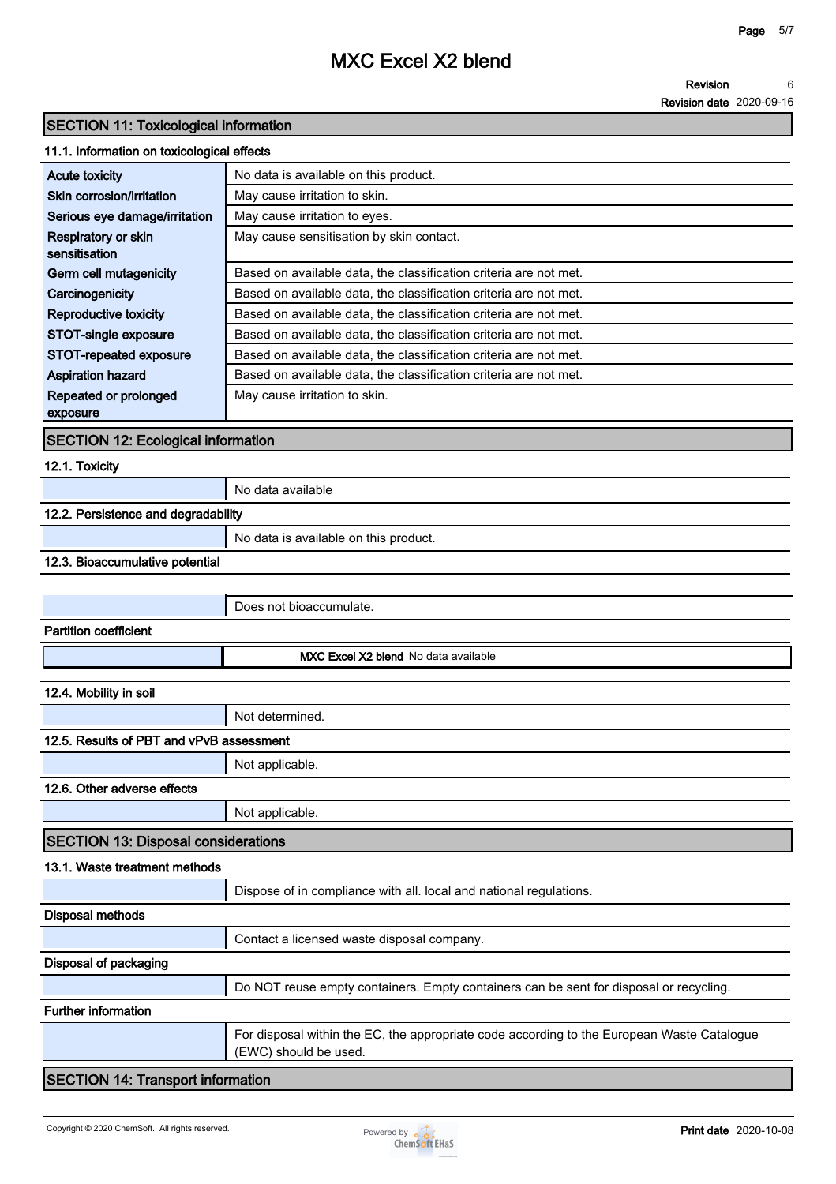## SECTION 11: Toxicological information

### 11.1. Information on toxicological effects

| | |
|---|---|
| **Acute toxicity** | No data is available on this product. |
| **Skin corrosion/irritation** | May cause irritation to skin. |
| **Serious eye damage/irritation** | May cause irritation to eyes. |
| **Respiratory or skin sensitisation** | May cause sensitisation by skin contact. |
| **Germ cell mutagenicity** | Based on available data, the classification criteria are not met. |
| **Carcinogenicity** | Based on available data, the classification criteria are not met. |
| **Reproductive toxicity** | Based on available data, the classification criteria are not met. |
| **STOT-single exposure** | Based on available data, the classification criteria are not met. |
| **STOT-repeated exposure** | Based on available data, the classification criteria are not met. |
| **Aspiration hazard** | Based on available data, the classification criteria are not met. |
| **Repeated or prolonged exposure** | May cause irritation to skin. |

## SECTION 12: Ecological information

### 12.1. Toxicity

No data available

### 12.2. Persistence and degradability

No data is available on this product.

### 12.3. Bioaccumulative potential

Does not bioaccumulate.

**Partition coefficient**

**MXC Excel X2 blend** No data available

### 12.4. Mobility in soil

Not determined.

### 12.5. Results of PBT and vPvB assessment

Not applicable.

### 12.6. Other adverse effects

Not applicable.

## SECTION 13: Disposal considerations

### 13.1. Waste treatment methods

Dispose of in compliance with all. local and national regulations.

**Disposal methods**

Contact a licensed waste disposal company.

**Disposal of packaging**

Do NOT reuse empty containers. Empty containers can be sent for disposal or recycling.

**Further information**

For disposal within the EC, the appropriate code according to the European Waste Catalogue (EWC) should be used.

## SECTION 14: Transport information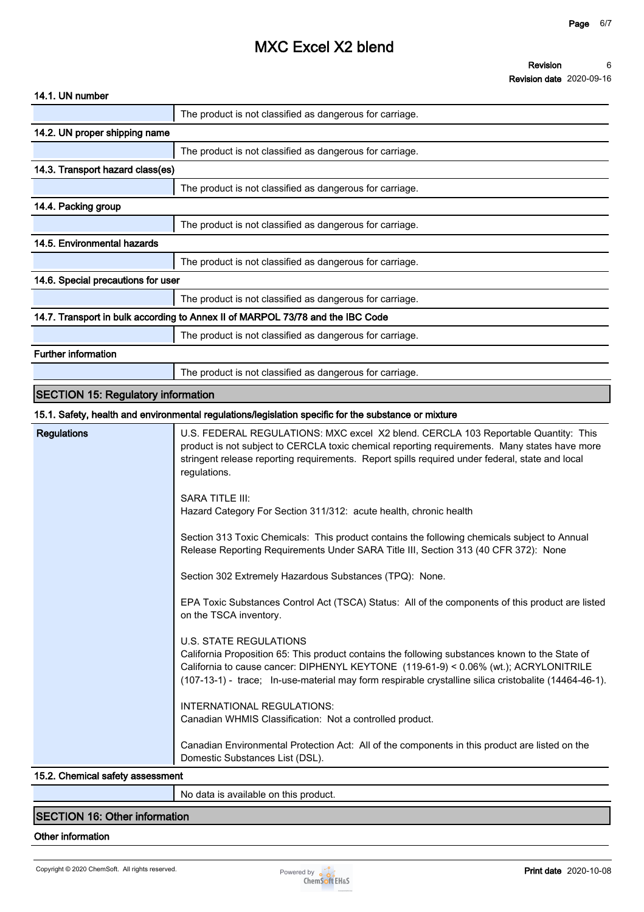### 14.1. UN number

| | |
|---|---|
| | The product is not classified as dangerous for carriage. |

### 14.2. UN proper shipping name

| | |
|---|---|
| | The product is not classified as dangerous for carriage. |

### 14.3. Transport hazard class(es)

| | |
|---|---|
| | The product is not classified as dangerous for carriage. |

### 14.4. Packing group

| | |
|---|---|
| | The product is not classified as dangerous for carriage. |

### 14.5. Environmental hazards

| | |
|---|---|
| | The product is not classified as dangerous for carriage. |

### 14.6. Special precautions for user

| | |
|---|---|
| | The product is not classified as dangerous for carriage. |

### 14.7. Transport in bulk according to Annex II of MARPOL 73/78 and the IBC Code

| | |
|---|---|
| | The product is not classified as dangerous for carriage. |

### Further information

| | |
|---|---|
| | The product is not classified as dangerous for carriage. |

## SECTION 15: Regulatory information

### 15.1. Safety, health and environmental regulations/legislation specific for the substance or mixture

**Regulations**

U.S. FEDERAL REGULATIONS: MXC excel X2 blend. CERCLA 103 Reportable Quantity: This product is not subject to CERCLA toxic chemical reporting requirements. Many states have more stringent release reporting requirements. Report spills required under federal, state and local regulations.

SARA TITLE III:
Hazard Category For Section 311/312: acute health, chronic health

Section 313 Toxic Chemicals: This product contains the following chemicals subject to Annual Release Reporting Requirements Under SARA Title III, Section 313 (40 CFR 372): None

Section 302 Extremely Hazardous Substances (TPQ): None.

EPA Toxic Substances Control Act (TSCA) Status: All of the components of this product are listed on the TSCA inventory.

U.S. STATE REGULATIONS
California Proposition 65: This product contains the following substances known to the State of California to cause cancer: DIPHENYL KEYTONE (119-61-9) < 0.06% (wt.); ACRYLONITRILE (107-13-1) - trace; In-use-material may form respirable crystalline silica cristobalite (14464-46-1).

INTERNATIONAL REGULATIONS:
Canadian WHMIS Classification: Not a controlled product.

Canadian Environmental Protection Act: All of the components in this product are listed on the Domestic Substances List (DSL).

### 15.2. Chemical safety assessment

| | |
|---|---|
| | No data is available on this product. |

## SECTION 16: Other information

### Other information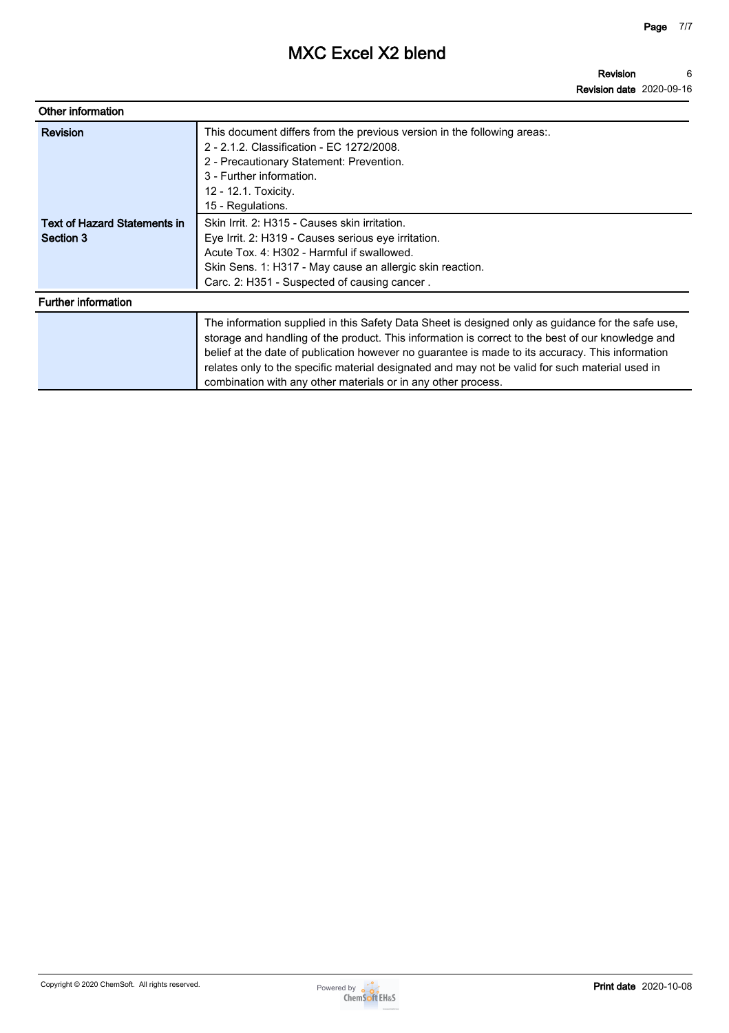## Other information

| | |
|---|---|
| **Revision** | This document differs from the previous version in the following areas:.<br>2 - 2.1.2. Classification - EC 1272/2008.<br>2 - Precautionary Statement: Prevention.<br>3 - Further information.<br>12 - 12.1. Toxicity.<br>15 - Regulations. |
| **Text of Hazard Statements in Section 3** | Skin Irrit. 2: H315 - Causes skin irritation.<br>Eye Irrit. 2: H319 - Causes serious eye irritation.<br>Acute Tox. 4: H302 - Harmful if swallowed.<br>Skin Sens. 1: H317 - May cause an allergic skin reaction.<br>Carc. 2: H351 - Suspected of causing cancer . |

## Further information

| | |
|---|---|
| | The information supplied in this Safety Data Sheet is designed only as guidance for the safe use, storage and handling of the product. This information is correct to the best of our knowledge and belief at the date of publication however no guarantee is made to its accuracy. This information relates only to the specific material designated and may not be valid for such material used in combination with any other materials or in any other process. |